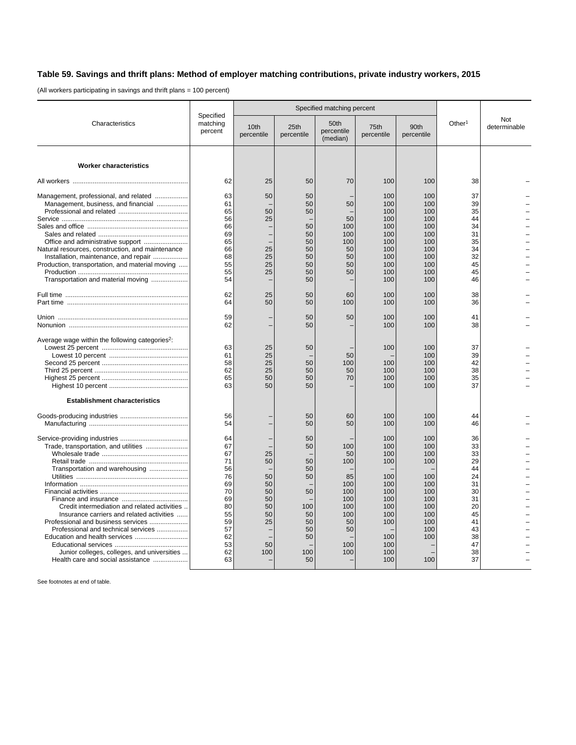## Table 59. Savings and thrift plans: Method of employer matching contributions, private industry workers, 2015

(All workers participating in savings and thrift plans = 100 percent)

| Characteristics | Specified matching percent | Specified matching percent | | | | | Other[1] | Not determinable |
|---|---|---|---|---|---|---|---|---|
| | | 10th percentile | 25th percentile | 50th percentile (median) | 75th percentile | 90th percentile | | |
| **Worker characteristics** | | | | | | | | |
| All workers | 62 | 25 | 50 | 70 | 100 | 100 | 38 | – |
| Management, professional, and related | 63 | 50 | 50 | – | 100 | 100 | 37 | – |
| Management, business, and financial | 61 | – | 50 | 50 | 100 | 100 | 39 | – |
| Professional and related | 65 | 50 | 50 | – | 100 | 100 | 35 | – |
| Service | 56 | 25 | – | 50 | 100 | 100 | 44 | – |
| Sales and office | 66 | – | 50 | 100 | 100 | 100 | 34 | – |
| Sales and related | 69 | – | 50 | 100 | 100 | 100 | 31 | – |
| Office and administrative support | 65 | – | 50 | 100 | 100 | 100 | 35 | – |
| Natural resources, construction, and maintenance | 66 | 25 | 50 | 50 | 100 | 100 | 34 | – |
| Installation, maintenance, and repair | 68 | 25 | 50 | 50 | 100 | 100 | 32 | – |
| Production, transportation, and material moving | 55 | 25 | 50 | 50 | 100 | 100 | 45 | – |
| Production | 55 | 25 | 50 | 50 | 100 | 100 | 45 | – |
| Transportation and material moving | 54 | – | 50 | – | 100 | 100 | 46 | – |
| Full time | 62 | 25 | 50 | 60 | 100 | 100 | 38 | – |
| Part time | 64 | 50 | 50 | 100 | 100 | 100 | 36 | – |
| Union | 59 | – | 50 | 50 | 100 | 100 | 41 | – |
| Nonunion | 62 | – | 50 | – | 100 | 100 | 38 | – |
| Average wage within the following categories[2]: | | | | | | | | |
| Lowest 25 percent | 63 | 25 | 50 | – | 100 | 100 | 37 | – |
| Lowest 10 percent | 61 | 25 | – | 50 | – | 100 | 39 | – |
| Second 25 percent | 58 | 25 | 50 | 100 | 100 | 100 | 42 | – |
| Third 25 percent | 62 | 25 | 50 | 50 | 100 | 100 | 38 | – |
| Highest 25 percent | 65 | 50 | 50 | 70 | 100 | 100 | 35 | – |
| Highest 10 percent | 63 | 50 | 50 | – | 100 | 100 | 37 | – |
| **Establishment characteristics** | | | | | | | | |
| Goods-producing industries | 56 | – | 50 | 60 | 100 | 100 | 44 | – |
| Manufacturing | 54 | – | 50 | 50 | 100 | 100 | 46 | – |
| Service-providing industries | 64 | – | 50 | – | 100 | 100 | 36 | – |
| Trade, transportation, and utilities | 67 | – | 50 | 100 | 100 | 100 | 33 | – |
| Wholesale trade | 67 | 25 | – | 50 | 100 | 100 | 33 | – |
| Retail trade | 71 | 50 | 50 | 100 | 100 | 100 | 29 | – |
| Transportation and warehousing | 56 | – | 50 | – | – | – | 44 | – |
| Utilities | 76 | 50 | 50 | 85 | 100 | 100 | 24 | – |
| Information | 69 | 50 | – | 100 | 100 | 100 | 31 | – |
| Financial activities | 70 | 50 | 50 | 100 | 100 | 100 | 30 | – |
| Finance and insurance | 69 | 50 | – | 100 | 100 | 100 | 31 | – |
| Credit intermediation and related activities | 80 | 50 | 100 | 100 | 100 | 100 | 20 | – |
| Insurance carriers and related activities | 55 | 50 | 50 | 100 | 100 | 100 | 45 | – |
| Professional and business services | 59 | 25 | 50 | 50 | 100 | 100 | 41 | – |
| Professional and technical services | 57 | – | 50 | 50 | – | 100 | 43 | – |
| Education and health services | 62 | – | 50 | – | 100 | 100 | 38 | – |
| Educational services | 53 | 50 | – | 100 | 100 | – | 47 | – |
| Junior colleges, colleges, and universities | 62 | 100 | 100 | 100 | 100 | – | 38 | – |
| Health care and social assistance | 63 | – | 50 | – | 100 | 100 | 37 | – |

See footnotes at end of table.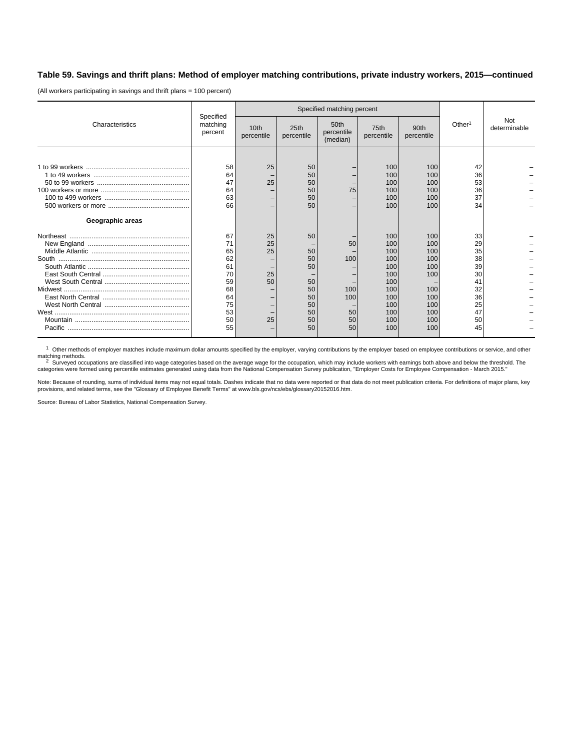## Table 59. Savings and thrift plans: Method of employer matching contributions, private industry workers, 2015—continued

(All workers participating in savings and thrift plans = 100 percent)

| Characteristics | Specified matching percent | Specified matching percent | | | | | Other[1] | Not determinable |
|---|---|---|---|---|---|---|---|---|
| | | 10th percentile | 25th percentile | 50th percentile (median) | 75th percentile | 90th percentile | | |
| 1 to 99 workers | 58 | 25 | 50 | – | 100 | 100 | 42 | – |
| 1 to 49 workers | 64 | – | 50 | – | 100 | 100 | 36 | – |
| 50 to 99 workers | 47 | 25 | 50 | – | 100 | 100 | 53 | – |
| 100 workers or more | 64 | – | 50 | 75 | 100 | 100 | 36 | – |
| 100 to 499 workers | 63 | – | 50 | – | 100 | 100 | 37 | – |
| 500 workers or more | 66 | – | 50 | – | 100 | 100 | 34 | – |
| **Geographic areas** | | | | | | | | |
| Northeast | 67 | 25 | 50 | – | 100 | 100 | 33 | – |
| New England | 71 | 25 | – | 50 | 100 | 100 | 29 | – |
| Middle Atlantic | 65 | 25 | 50 | – | 100 | 100 | 35 | – |
| South | 62 | – | 50 | 100 | 100 | 100 | 38 | – |
| South Atlantic | 61 | – | 50 | – | 100 | 100 | 39 | – |
| East South Central | 70 | 25 | – | – | 100 | 100 | 30 | – |
| West South Central | 59 | 50 | 50 | – | 100 | – | 41 | – |
| Midwest | 68 | – | 50 | 100 | 100 | 100 | 32 | – |
| East North Central | 64 | – | 50 | 100 | 100 | 100 | 36 | – |
| West North Central | 75 | – | 50 | – | 100 | 100 | 25 | – |
| West | 53 | – | 50 | 50 | 100 | 100 | 47 | – |
| Mountain | 50 | 25 | 50 | 50 | 100 | 100 | 50 | – |
| Pacific | 55 | – | 50 | 50 | 100 | 100 | 45 | – |

[1] Other methods of employer matches include maximum dollar amounts specified by the employer, varying contributions by the employer based on employee contributions or service, and other matching methods.

[2] Surveyed occupations are classified into wage categories based on the average wage for the occupation, which may include workers with earnings both above and below the threshold. The categories were formed using percentile estimates generated using data from the National Compensation Survey publication, "Employer Costs for Employee Compensation - March 2015."

Note: Because of rounding, sums of individual items may not equal totals. Dashes indicate that no data were reported or that data do not meet publication criteria. For definitions of major plans, key provisions, and related terms, see the "Glossary of Employee Benefit Terms" at www.bls.gov/ncs/ebs/glossary20152016.htm.

Source: Bureau of Labor Statistics, National Compensation Survey.